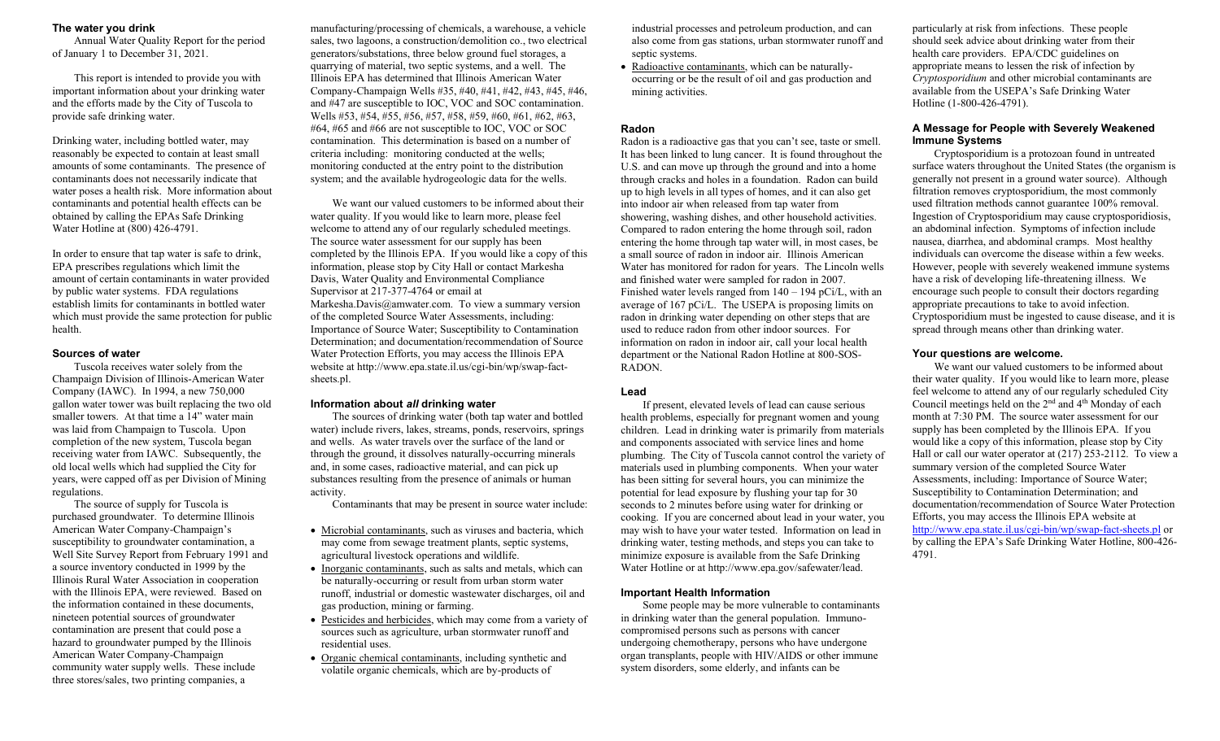## The water you drink

Annual Water Quality Report for the period of January 1 to December 31, 2021.

This report is intended to provide you with important information about your drinking water and the efforts made by the City of Tuscola to provide safe drinking water.

Drinking water, including bottled water, may reasonably be expected to contain at least small amounts of some contaminants. The presence of contaminants does not necessarily indicate that water poses a health risk. More information about contaminants and potential health effects can be obtained by calling the EPAs Safe Drinking Water Hotline at (800) 426-4791.

In order to ensure that tap water is safe to drink, EPA prescribes regulations which limit the amount of certain contaminants in water provided by public water systems. FDA regulations establish limits for contaminants in bottled water which must provide the same protection for public health.

## Sources of water

Tuscola receives water solely from the Champaign Division of Illinois-American Water Company (IAWC). In 1994, a new 750,000 gallon water tower was built replacing the two old smaller towers. At that time a 14" water main was laid from Champaign to Tuscola. Upon completion of the new system, Tuscola began receiving water from IAWC. Subsequently, the old local wells which had supplied the City for years, were capped off as per Division of Mining regulations.

The source of supply for Tuscola is purchased groundwater. To determine Illinois American Water Company-Champaign's susceptibility to groundwater contamination, a Well Site Survey Report from February 1991 and a source inventory conducted in 1999 by the Illinois Rural Water Association in cooperation with the Illinois EPA, were reviewed. Based on the information contained in these documents, nineteen potential sources of groundwater contamination are present that could pose a hazard to groundwater pumped by the Illinois American Water Company-Champaign community water supply wells. These include three stores/sales, two printing companies, a manufacturing/processing of chemicals, a warehouse, a vehicle sales, two lagoons, a construction/demolition co., two electrical generators/substations, three below ground fuel storages, a quarrying of material, two septic systems, and a well. The Illinois EPA has determined that Illinois American Water Company-Champaign Wells #35, #40, #41, #42, #43, #45, #46, and #47 are susceptible to IOC, VOC and SOC contamination. Wells #53, #54, #55, #56, #57, #58, #59, #60, #61, #62, #63, #64, #65 and #66 are not susceptible to IOC, VOC or SOC contamination. This determination is based on a number of criteria including: monitoring conducted at the wells; monitoring conducted at the entry point to the distribution system; and the available hydrogeologic data for the wells.

We want our valued customers to be informed about their water quality. If you would like to learn more, please feel welcome to attend any of our regularly scheduled meetings. The source water assessment for our supply has been completed by the Illinois EPA. If you would like a copy of this information, please stop by City Hall or contact Markesha Davis, Water Quality and Environmental Compliance Supervisor at 217-377-4764 or email at Markesha.Davis@amwater.com. To view a summary version of the completed Source Water Assessments, including: Importance of Source Water; Susceptibility to Contamination Determination; and documentation/recommendation of Source Water Protection Efforts, you may access the Illinois EPA website at http://www.epa.state.il.us/cgi-bin/wp/swap-fact-sheets.pl.

## Information about *all* drinking water

The sources of drinking water (both tap water and bottled water) include rivers, lakes, streams, ponds, reservoirs, springs and wells. As water travels over the surface of the land or through the ground, it dissolves naturally-occurring minerals and, in some cases, radioactive material, and can pick up substances resulting from the presence of animals or human activity.

Contaminants that may be present in source water include:

- Microbial contaminants, such as viruses and bacteria, which may come from sewage treatment plants, septic systems, agricultural livestock operations and wildlife.
- Inorganic contaminants, such as salts and metals, which can be naturally-occurring or result from urban storm water runoff, industrial or domestic wastewater discharges, oil and gas production, mining or farming.
- Pesticides and herbicides, which may come from a variety of sources such as agriculture, urban stormwater runoff and residential uses.
- Organic chemical contaminants, including synthetic and volatile organic chemicals, which are by-products of industrial processes and petroleum production, and can also come from gas stations, urban stormwater runoff and septic systems.
- Radioactive contaminants, which can be naturally-occurring or be the result of oil and gas production and mining activities.

## Radon

Radon is a radioactive gas that you can't see, taste or smell. It has been linked to lung cancer. It is found throughout the U.S. and can move up through the ground and into a home through cracks and holes in a foundation. Radon can build up to high levels in all types of homes, and it can also get into indoor air when released from tap water from showering, washing dishes, and other household activities. Compared to radon entering the home through soil, radon entering the home through tap water will, in most cases, be a small source of radon in indoor air. Illinois American Water has monitored for radon for years. The Lincoln wells and finished water were sampled for radon in 2007. Finished water levels ranged from 140 – 194 pCi/L, with an average of 167 pCi/L. The USEPA is proposing limits on radon in drinking water depending on other steps that are used to reduce radon from other indoor sources. For information on radon in indoor air, call your local health department or the National Radon Hotline at 800-SOS-RADON.

## Lead

If present, elevated levels of lead can cause serious health problems, especially for pregnant women and young children. Lead in drinking water is primarily from materials and components associated with service lines and home plumbing. The City of Tuscola cannot control the variety of materials used in plumbing components. When your water has been sitting for several hours, you can minimize the potential for lead exposure by flushing your tap for 30 seconds to 2 minutes before using water for drinking or cooking. If you are concerned about lead in your water, you may wish to have your water tested. Information on lead in drinking water, testing methods, and steps you can take to minimize exposure is available from the Safe Drinking Water Hotline or at http://www.epa.gov/safewater/lead.

## Important Health Information

Some people may be more vulnerable to contaminants in drinking water than the general population. Immuno-compromised persons such as persons with cancer undergoing chemotherapy, persons who have undergone organ transplants, people with HIV/AIDS or other immune system disorders, some elderly, and infants can be particularly at risk from infections. These people should seek advice about drinking water from their health care providers. EPA/CDC guidelines on appropriate means to lessen the risk of infection by *Cryptosporidium* and other microbial contaminants are available from the USEPA's Safe Drinking Water Hotline (1-800-426-4791).

## A Message for People with Severely Weakened Immune Systems

Cryptosporidium is a protozoan found in untreated surface waters throughout the United States (the organism is generally not present in a ground water source). Although filtration removes cryptosporidium, the most commonly used filtration methods cannot guarantee 100% removal. Ingestion of Cryptosporidium may cause cryptosporidiosis, an abdominal infection. Symptoms of infection include nausea, diarrhea, and abdominal cramps. Most healthy individuals can overcome the disease within a few weeks. However, people with severely weakened immune systems have a risk of developing life-threatening illness. We encourage such people to consult their doctors regarding appropriate precautions to take to avoid infection. Cryptosporidium must be ingested to cause disease, and it is spread through means other than drinking water.

## Your questions are welcome.

We want our valued customers to be informed about their water quality. If you would like to learn more, please feel welcome to attend any of our regularly scheduled City Council meetings held on the 2nd and 4th Monday of each month at 7:30 PM. The source water assessment for our supply has been completed by the Illinois EPA. If you would like a copy of this information, please stop by City Hall or call our water operator at (217) 253-2112. To view a summary version of the completed Source Water Assessments, including: Importance of Source Water; Susceptibility to Contamination Determination; and documentation/recommendation of Source Water Protection Efforts, you may access the Illinois EPA website at http://www.epa.state.il.us/cgi-bin/wp/swap-fact-sheets.pl or by calling the EPA's Safe Drinking Water Hotline, 800-426-4791.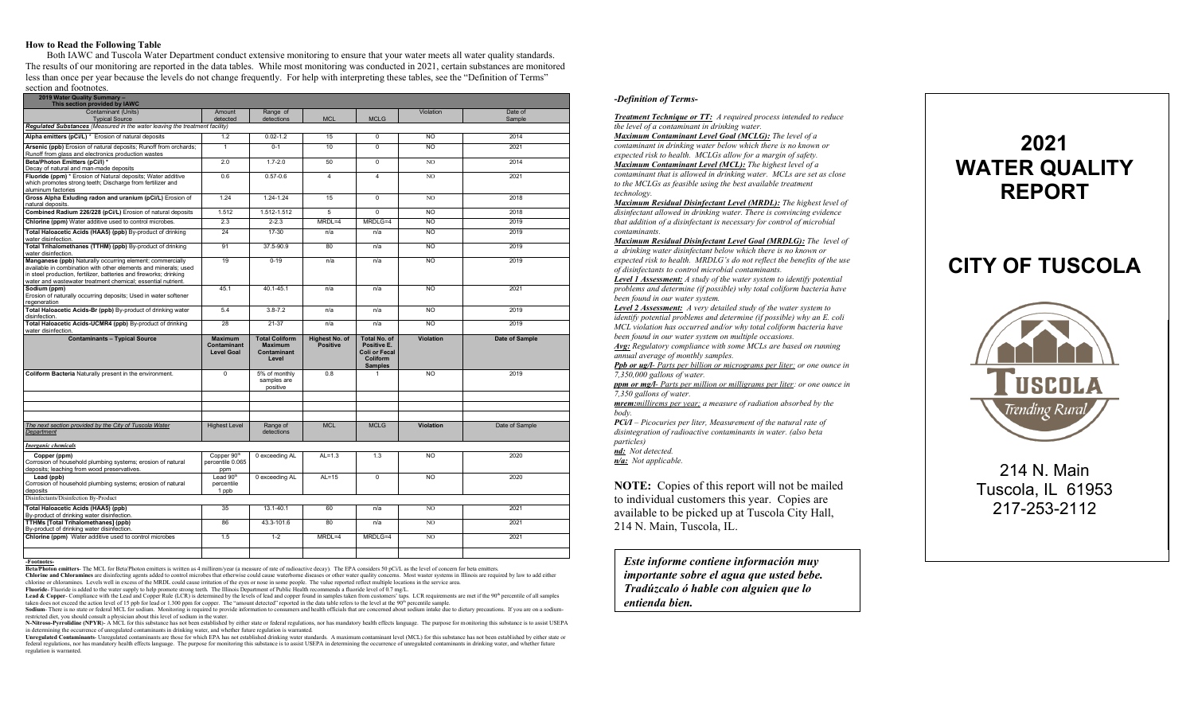**How to Read the Following Table**

Both IAWC and Tuscola Water Department conduct extensive monitoring to ensure that your water meets all water quality standards. The results of our monitoring are reported in the data tables. While most monitoring was conducted in 2021, certain substances are monitored less than once per year because the levels do not change frequently. For help with interpreting these tables, see the "Definition of Terms" section and footnotes.

| 2019 Water Quality Summary – This section provided by IAWC | | | | | | |
|---|---|---|---|---|---|---|
| Contaminant (Units) Typical Source | Amount detected | Range of detections | MCL | MCLG | Violation | Date of Sample |
| *Regulated Substances (Measured in the water leaving the treatment facility)* | | | | | | |
| **Alpha emitters (pCi/L)** * Erosion of natural deposits | 1.2 | 0.02-1.2 | 15 | 0 | NO | 2014 |
| **Arsenic (ppb)** Erosion of natural deposits; Runoff from orchards; Runoff from glass and electronics production wastes | 1 | 0-1 | 10 | 0 | NO | 2021 |
| **Beta/Photon Emitters (pCi/l)** * Decay of natural and man-made deposits | 2.0 | 1.7-2.0 | 50 | 0 | NO | 2014 |
| **Fluoride (ppm)** * Erosion of Natural deposits; Water additive which promotes strong teeth; Discharge from fertilizer and aluminum factories | 0.6 | 0.57-0.6 | 4 | 4 | NO | 2021 |
| **Gross Alpha Exluding radon and uranium (pCi/L)** Erosion of natural deposits. | 1.24 | 1.24-1.24 | 15 | 0 | NO | 2018 |
| **Combined Radium 226/228 (pCi/L)** Erosion of natural deposits | 1.512 | 1.512-1.512 | 5 | 0 | NO | 2018 |
| **Chlorine (ppm)** Water additive used to control microbes. | 2.3 | 2-2.3 | MRDL=4 | MRDLG=4 | NO | 2019 |
| **Total Haloacetic Acids (HAA5) (ppb)** By-product of drinking water disinfection. | 24 | 17-30 | n/a | n/a | NO | 2019 |
| **Total Trihalomethanes (TTHM) (ppb)** By-product of drinking water disinfection. | 91 | 37.5-90.9 | 80 | n/a | NO | 2019 |
| **Manganese (ppb)** Naturally occurring element; commercially available in combination with other elements and minerals; used in steel production, fertilizer, batteries and fireworks; drinking water and wastewater treatment chemical; essential nutrient. | 19 | 0-19 | n/a | n/a | NO | 2019 |
| **Sodium (ppm)** Erosion of naturally occurring deposits; Used in water softener regeneration | 45.1 | 40.1-45.1 | n/a | n/a | NO | 2021 |
| **Total Haloacetic Acids-Br (ppb)** By-product of drinking water disinfection. | 5.4 | 3.8-7.2 | n/a | n/a | NO | 2019 |
| **Total Haloacetic Acids-UCMR4 (ppb)** By-product of drinking water disinfection. | 28 | 21-37 | n/a | n/a | NO | 2019 |
| **Contaminants – Typical Source** | **Maximum Contaminant Level Goal** | **Total Coliform Maximum Contaminant Level** | **Highest No. of Positive** | **Total No. of Positive E. Coli or Fecal Coliform Samples** | **Violation** | **Date of Sample** |
| **Coliform Bacteria** Naturally present in the environment. | 0 | 5% of monthly samples are positive | 0.8 | 1 | NO | 2019 |
| | | | | | | |
| | | | | | | |
| | | | | | | |
| *The next section provided by the City of Tuscola Water Department* | Highest Level | Range of detections | MCL | MCLG | **Violation** | Date of Sample |
| *Inorganic chemicals* | | | | | | |
| **Copper (ppm)** Corrosion of household plumbing systems; erosion of natural deposits; leaching from wood preservatives. | Copper 90th percentile 0.065 ppm | 0 exceeding AL | AL=1.3 | 1.3 | NO | 2020 |
| **Lead (ppb)** Corrosion of household plumbing systems; erosion of natural deposits | Lead 90th percentile 1 ppb | 0 exceeding AL | AL=15 | 0 | NO | 2020 |
| Disinfectants/Disinfection By-Product | | | | | | |
| **Total Haloacetic Acids (HAA5) (ppb)** By-product of drinking water disinfection. | 35 | 13.1-40.1 | 60 | n/a | NO | 2021 |
| **TTHMs [Total Trihalomethanes] (ppb)** By-product of drinking water disinfection. | 86 | 43.3-101.6 | 80 | n/a | NO | 2021 |
| **Chlorine (ppm)** Water additive used to control microbes | 1.5 | 1-2 | MRDL=4 | MRDLG=4 | NO | 2021 |
| | | | | | | |

**-Footnotes-**

**Beta/Photon emitters**- The MCL for Beta/Photon emitters is written as 4 millirem/year (a measure of rate of radioactive decay). The EPA considers 50 pCi/L as the level of concern for beta emitters.

**Chlorine and Chloramines** are disinfecting agents added to control microbes that otherwise could cause waterborne diseases or other water quality concerns. Most water systems in Illinois are required by law to add either chlorine or chloramines. Levels well in excess of the MRDL could cause irritation of the eyes or nose in some people. The value reported reflect multiple locations in the service area.

**Fluoride**- Fluoride is added to the water supply to help promote strong teeth. The Illinois Department of Public Health recommends a fluoride level of 0.7 mg/L.

**Lead & Copper**- Compliance with the Lead and Copper Rule (LCR) is determined by the levels of lead and copper found in samples taken from customers' taps. LCR requirements are met if the 90th percentile of all samples taken does not exceed the action level of 15 ppb for lead or 1.300 ppm for copper. The "amount detected" reported in the data table refers to the level at the 90th percentile sample.

**Sodium**- There is no state or federal MCL for sodium. Monitoring is required to provide information to consumers and health officials that are concerned about sodium intake due to dietary precautions. If you are on a sodium-restricted diet, you should consult a physician about this level of sodium in the water.

**N-Nitroso-Pyrrolidine (NPYR)**- A MCL for this substance has not been established by either state or federal regulations, nor has mandatory health effects language. The purpose for monitoring this substance is to assist USEPA in determining the occurrence of unregulated contaminants in drinking water, and whether future regulation is warranted.

**Unregulated Contaminants**- Unregulated contaminants are those for which EPA has not established drinking water standards. A maximum contaminant level (MCL) for this substance has not been established by either state or federal regulations, nor has mandatory health effects language. The purpose for monitoring this substance is to assist USEPA in determining the occurrence of unregulated contaminants in drinking water, and whether future regulation is warranted.

## *-Definition of Terms-*

***Treatment Technique or TT:*** *A required process intended to reduce the level of a contaminant in drinking water.*

***Maximum Contaminant Level Goal (MCLG):*** *The level of a contaminant in drinking water below which there is no known or expected risk to health. MCLGs allow for a margin of safety.*

***Maximum Contaminant Level (MCL):*** *The highest level of a contaminant that is allowed in drinking water. MCLs are set as close to the MCLGs as feasible using the best available treatment technology.*

***Maximum Residual Disinfectant Level (MRDL):*** *The highest level of disinfectant allowed in drinking water. There is convincing evidence that addition of a disinfectant is necessary for control of microbial contaminants.*

***Maximum Residual Disinfectant Level Goal (MRDLG):*** *The level of a drinking water disinfectant below which there is no known or expected risk to health. MRDLG's do not reflect the benefits of the use of disinfectants to control microbial contaminants.*

***Level 1 Assessment:*** *A study of the water system to identify potential problems and determine (if possible) why total coliform bacteria have been found in our water system.*

***Level 2 Assessment:*** *A very detailed study of the water system to identify potential problems and determine (if possible) why an E. coli MCL violation has occurred and/or why total coliform bacteria have been found in our water system on multiple occasions.*

***Avg:*** *Regulatory compliance with some MCLs are based on running annual average of monthly samples.*

***Ppb or ug/l**- Parts per billion or micrograms per liter: or one ounce in 7,350,000 gallons of water.*

***ppm or mg/l**- Parts per million or milligrams per liter: or one ounce in 7,350 gallons of water.*

***mrem:*** *millirems per year: a measure of radiation absorbed by the body.*

***PCi/l*** *– Picocuries per liter, Measurement of the natural rate of disintegration of radioactive contaminants in water. (also beta particles)*

***nd:*** *Not detected.*

***n/a:*** *Not applicable.*

**NOTE:** Copies of this report will not be mailed to individual customers this year. Copies are available to be picked up at Tuscola City Hall, 214 N. Main, Tuscola, IL.

***Este informe contiene información muy importante sobre el agua que usted bebe. Tradúzcalo ó hable con alguien que lo entienda bien.***

# 2021 WATER QUALITY REPORT

# CITY OF TUSCOLA

TUSCOLA
Trending Rural

214 N. Main
Tuscola, IL 61953
217-253-2112